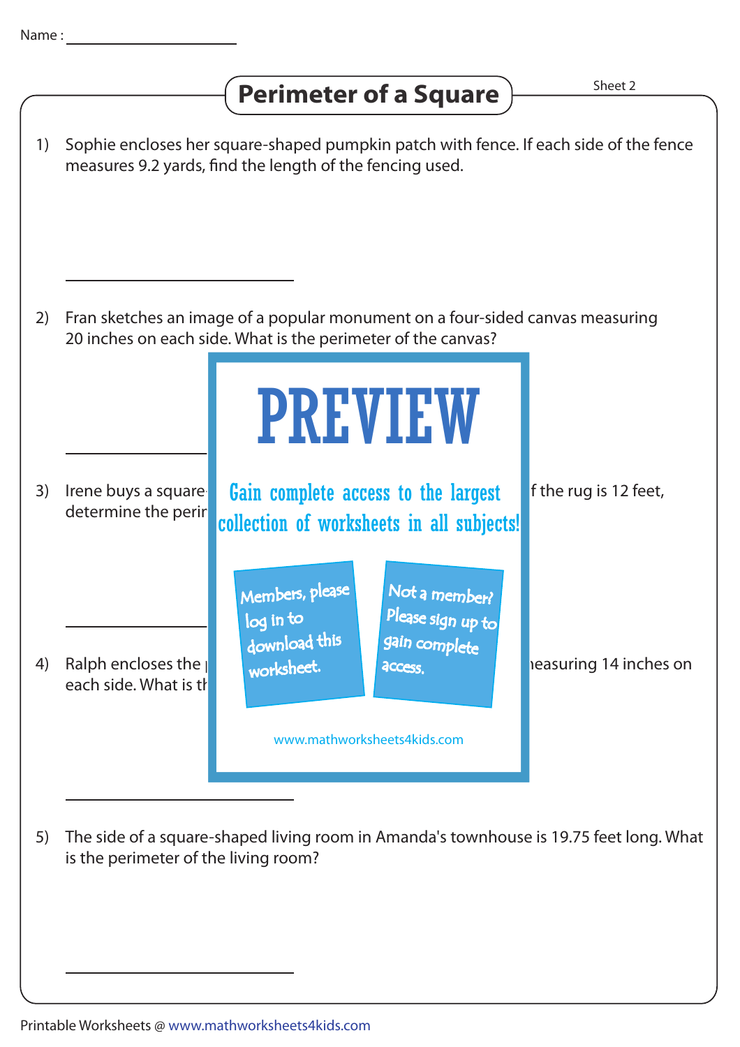Name : ____________________

# Perimeter of a Square

Sheet 2

1) Sophie encloses her square-shaped pumpkin patch with fence. If each side of the fence measures 9.2 yards, find the length of the fencing used.

______________________

2) Fran sketches an image of a popular monument on a four-sided canvas measuring 20 inches on each side. What is the perimeter of the canvas?

______________________

3) Irene buys a square- f the rug is 12 feet, determine the perir

______________________

4) Ralph encloses the  easuring 14 inches on each side. What is th

______________________

PREVIEW

Gain complete access to the largest collection of worksheets in all subjects!

Members, please log in to download this worksheet.

Not a member? Please sign up to gain complete access.

www.mathworksheets4kids.com

5) The side of a square-shaped living room in Amanda's townhouse is 19.75 feet long. What is the perimeter of the living room?

______________________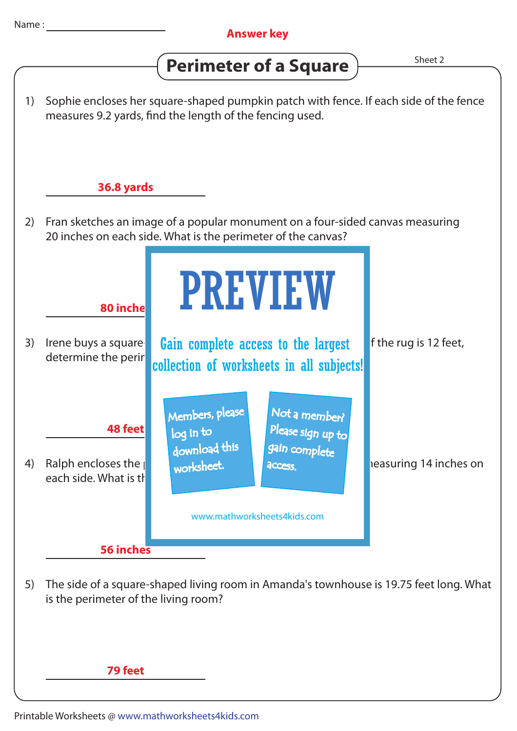Name :

**Answer key**

# Perimeter of a Square

Sheet 2

1) Sophie encloses her square-shaped pumpkin patch with fence. If each side of the fence measures 9.2 yards, find the length of the fencing used.

**36.8 yards**

2) Fran sketches an image of a popular monument on a four-sided canvas measuring 20 inches on each side. What is the perimeter of the canvas?

**80 inche**

3) Irene buys a square f the rug is 12 feet, determine the perir

**48 feet**

4) Ralph encloses the neasuring 14 inches on each side. What is th

**56 inches**

5) The side of a square-shaped living room in Amanda's townhouse is 19.75 feet long. What is the perimeter of the living room?

**79 feet**

PREVIEW

Gain complete access to the largest collection of worksheets in all subjects!

Members, please log in to download this worksheet.

Not a member? Please sign up to gain complete access.

www.mathworksheets4kids.com

Printable Worksheets @ www.mathworksheets4kids.com